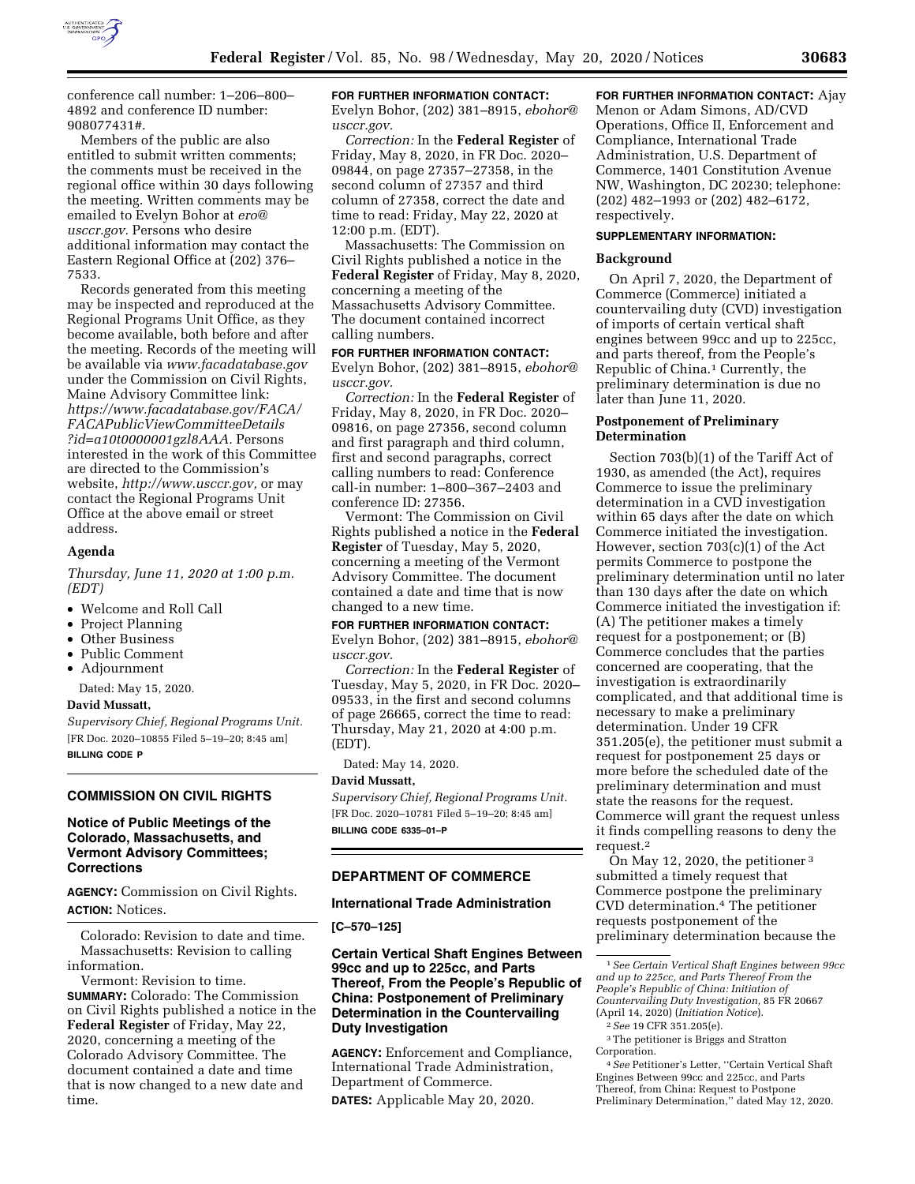conference call number: 1–206–800–4892 and conference ID number: 908077431#.

Members of the public are also entitled to submit written comments; the comments must be received in the regional office within 30 days following the meeting. Written comments may be emailed to Evelyn Bohor at *ero@usccr.gov.* Persons who desire additional information may contact the Eastern Regional Office at (202) 376–7533.

Records generated from this meeting may be inspected and reproduced at the Regional Programs Unit Office, as they become available, both before and after the meeting. Records of the meeting will be available via *www.facadatabase.gov* under the Commission on Civil Rights, Maine Advisory Committee link: *https://www.facadatabase.gov/FACA/FACAPublicViewCommitteeDetails?id=a10t0000001gzl8AAA.* Persons interested in the work of this Committee are directed to the Commission's website, *http://www.usccr.gov,* or may contact the Regional Programs Unit Office at the above email or street address.

### Agenda

*Thursday, June 11, 2020 at 1:00 p.m. (EDT)*

- Welcome and Roll Call
- Project Planning
- Other Business
- Public Comment
- Adjournment

Dated: May 15, 2020.

**David Mussatt,**

*Supervisory Chief, Regional Programs Unit.*

[FR Doc. 2020–10855 Filed 5–19–20; 8:45 am]

**BILLING CODE P**

## COMMISSION ON CIVIL RIGHTS

### Notice of Public Meetings of the Colorado, Massachusetts, and Vermont Advisory Committees; Corrections

**AGENCY:** Commission on Civil Rights.

**ACTION:** Notices.

Colorado: Revision to date and time.
Massachusetts: Revision to calling information.
Vermont: Revision to time.

**SUMMARY:** Colorado: The Commission on Civil Rights published a notice in the **Federal Register** of Friday, May 22, 2020, concerning a meeting of the Colorado Advisory Committee. The document contained a date and time that is now changed to a new date and time.

**FOR FURTHER INFORMATION CONTACT:** Evelyn Bohor, (202) 381–8915, *ebohor@usccr.gov.*

*Correction:* In the **Federal Register** of Friday, May 8, 2020, in FR Doc. 2020–09844, on page 27357–27358, in the second column of 27357 and third column of 27358, correct the date and time to read: Friday, May 22, 2020 at 12:00 p.m. (EDT).

Massachusetts: The Commission on Civil Rights published a notice in the **Federal Register** of Friday, May 8, 2020, concerning a meeting of the Massachusetts Advisory Committee. The document contained incorrect calling numbers.

**FOR FURTHER INFORMATION CONTACT:** Evelyn Bohor, (202) 381–8915, *ebohor@usccr.gov.*

*Correction:* In the **Federal Register** of Friday, May 8, 2020, in FR Doc. 2020–09816, on page 27356, second column and first paragraph and third column, first and second paragraphs, correct calling numbers to read: Conference call-in number: 1–800–367–2403 and conference ID: 27356.

Vermont: The Commission on Civil Rights published a notice in the **Federal Register** of Tuesday, May 5, 2020, concerning a meeting of the Vermont Advisory Committee. The document contained a date and time that is now changed to a new time.

**FOR FURTHER INFORMATION CONTACT:** Evelyn Bohor, (202) 381–8915, *ebohor@usccr.gov.*

*Correction:* In the **Federal Register** of Tuesday, May 5, 2020, in FR Doc. 2020–09533, in the first and second columns of page 26665, correct the time to read: Thursday, May 21, 2020 at 4:00 p.m. (EDT).

Dated: May 14, 2020.

**David Mussatt,**

*Supervisory Chief, Regional Programs Unit.*

[FR Doc. 2020–10781 Filed 5–19–20; 8:45 am]

**BILLING CODE 6335–01–P**

## DEPARTMENT OF COMMERCE

### International Trade Administration

**[C–570–125]**

### Certain Vertical Shaft Engines Between 99cc and up to 225cc, and Parts Thereof, From the People's Republic of China: Postponement of Preliminary Determination in the Countervailing Duty Investigation

**AGENCY:** Enforcement and Compliance, International Trade Administration, Department of Commerce.

**DATES:** Applicable May 20, 2020.

**FOR FURTHER INFORMATION CONTACT:** Ajay Menon or Adam Simons, AD/CVD Operations, Office II, Enforcement and Compliance, International Trade Administration, U.S. Department of Commerce, 1401 Constitution Avenue NW, Washington, DC 20230; telephone: (202) 482–1993 or (202) 482–6172, respectively.

**SUPPLEMENTARY INFORMATION:**

### Background

On April 7, 2020, the Department of Commerce (Commerce) initiated a countervailing duty (CVD) investigation of imports of certain vertical shaft engines between 99cc and up to 225cc, and parts thereof, from the People's Republic of China.[1] Currently, the preliminary determination is due no later than June 11, 2020.

### Postponement of Preliminary Determination

Section 703(b)(1) of the Tariff Act of 1930, as amended (the Act), requires Commerce to issue the preliminary determination in a CVD investigation within 65 days after the date on which Commerce initiated the investigation. However, section 703(c)(1) of the Act permits Commerce to postpone the preliminary determination until no later than 130 days after the date on which Commerce initiated the investigation if: (A) The petitioner makes a timely request for a postponement; or (B) Commerce concludes that the parties concerned are cooperating, that the investigation is extraordinarily complicated, and that additional time is necessary to make a preliminary determination. Under 19 CFR 351.205(e), the petitioner must submit a request for postponement 25 days or more before the scheduled date of the preliminary determination and must state the reasons for the request. Commerce will grant the request unless it finds compelling reasons to deny the request.[2]

On May 12, 2020, the petitioner[3] submitted a timely request that Commerce postpone the preliminary CVD determination.[4] The petitioner requests postponement of the preliminary determination because the

[1] *See Certain Vertical Shaft Engines between 99cc and up to 225cc, and Parts Thereof From the People's Republic of China: Initiation of Countervailing Duty Investigation,* 85 FR 20667 (April 14, 2020) (*Initiation Notice*).

[2] *See* 19 CFR 351.205(e).

[3] The petitioner is Briggs and Stratton Corporation.

[4] *See* Petitioner's Letter, "Certain Vertical Shaft Engines Between 99cc and 225cc, and Parts Thereof, from China: Request to Postpone Preliminary Determination," dated May 12, 2020.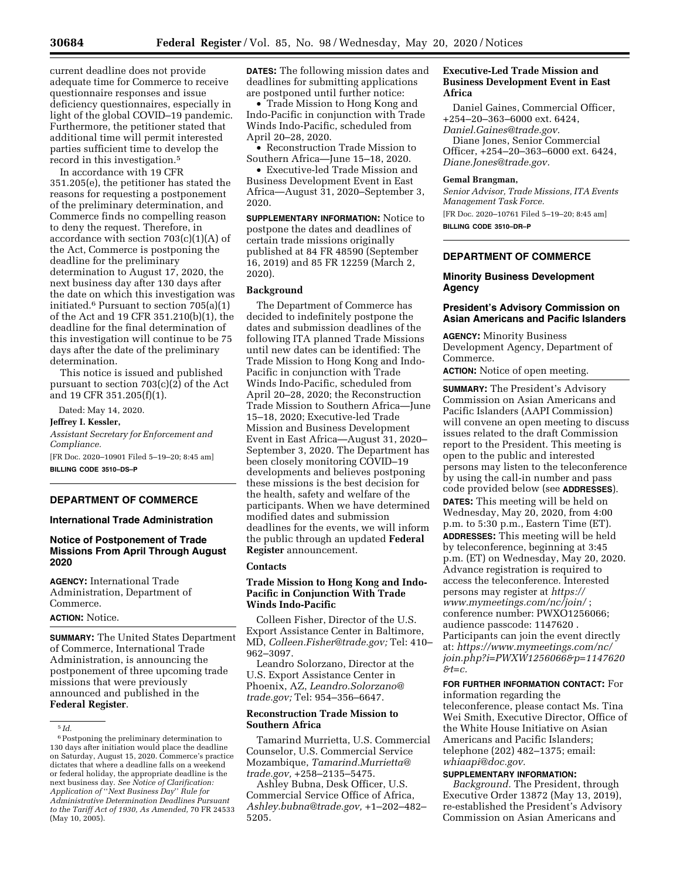current deadline does not provide adequate time for Commerce to receive questionnaire responses and issue deficiency questionnaires, especially in light of the global COVID–19 pandemic. Furthermore, the petitioner stated that additional time will permit interested parties sufficient time to develop the record in this investigation.[5]

In accordance with 19 CFR 351.205(e), the petitioner has stated the reasons for requesting a postponement of the preliminary determination, and Commerce finds no compelling reason to deny the request. Therefore, in accordance with section 703(c)(1)(A) of the Act, Commerce is postponing the deadline for the preliminary determination to August 17, 2020, the next business day after 130 days after the date on which this investigation was initiated.[6] Pursuant to section 705(a)(1) of the Act and 19 CFR 351.210(b)(1), the deadline for the final determination of this investigation will continue to be 75 days after the date of the preliminary determination.

This notice is issued and published pursuant to section 703(c)(2) of the Act and 19 CFR 351.205(f)(1).

Dated: May 14, 2020.

**Jeffrey I. Kessler,**

*Assistant Secretary for Enforcement and Compliance.*

[FR Doc. 2020–10901 Filed 5–19–20; 8:45 am]

**BILLING CODE 3510–DS–P**

[5] *Id.*

[6] Postponing the preliminary determination to 130 days after initiation would place the deadline on Saturday, August 15, 2020. Commerce's practice dictates that where a deadline falls on a weekend or federal holiday, the appropriate deadline is the next business day. *See Notice of Clarification: Application of ''Next Business Day'' Rule for Administrative Determination Deadlines Pursuant to the Tariff Act of 1930, As Amended,* 70 FR 24533 (May 10, 2005).

---

## DEPARTMENT OF COMMERCE

### International Trade Administration

### Notice of Postponement of Trade Missions From April Through August 2020

**AGENCY:** International Trade Administration, Department of Commerce.

**ACTION:** Notice.

**SUMMARY:** The United States Department of Commerce, International Trade Administration, is announcing the postponement of three upcoming trade missions that were previously announced and published in the **Federal Register**.

**DATES:** The following mission dates and deadlines for submitting applications are postponed until further notice:

- Trade Mission to Hong Kong and Indo-Pacific in conjunction with Trade Winds Indo-Pacific, scheduled from April 20–28, 2020.
- Reconstruction Trade Mission to Southern Africa—June 15–18, 2020.
- Executive-led Trade Mission and Business Development Event in East Africa—August 31, 2020–September 3, 2020.

**SUPPLEMENTARY INFORMATION:** Notice to postpone the dates and deadlines of certain trade missions originally published at 84 FR 48590 (September 16, 2019) and 85 FR 12259 (March 2, 2020).

#### Background

The Department of Commerce has decided to indefinitely postpone the dates and submission deadlines of the following ITA planned Trade Missions until new dates can be identified: The Trade Mission to Hong Kong and Indo-Pacific in conjunction with Trade Winds Indo-Pacific, scheduled from April 20–28, 2020; the Reconstruction Trade Mission to Southern Africa—June 15–18, 2020; Executive-led Trade Mission and Business Development Event in East Africa—August 31, 2020–September 3, 2020. The Department has been closely monitoring COVID–19 developments and believes postponing these missions is the best decision for the health, safety and welfare of the participants. When we have determined modified dates and submission deadlines for the events, we will inform the public through an updated **Federal Register** announcement.

#### Contacts

##### Trade Mission to Hong Kong and Indo-Pacific in Conjunction With Trade Winds Indo-Pacific

Colleen Fisher, Director of the U.S. Export Assistance Center in Baltimore, MD, *Colleen.Fisher@trade.gov;* Tel: 410–962–3097.

Leandro Solorzano, Director at the U.S. Export Assistance Center in Phoenix, AZ, *Leandro.Solorzano@trade.gov;* Tel: 954–356–6647.

##### Reconstruction Trade Mission to Southern Africa

Tamarind Murrietta, U.S. Commercial Counselor, U.S. Commercial Service Mozambique, *Tamarind.Murrietta@trade.gov,* +258–2135–5475.

Ashley Bubna, Desk Officer, U.S. Commercial Service Office of Africa, *Ashley.bubna@trade.gov,* +1–202–482–5205.

##### Executive-Led Trade Mission and Business Development Event in East Africa

Daniel Gaines, Commercial Officer, +254–20–363–6000 ext. 6424, *Daniel.Gaines@trade.gov.*

Diane Jones, Senior Commercial Officer, +254–20–363–6000 ext. 6424, *Diane.Jones@trade.gov.*

**Gemal Brangman,**

*Senior Advisor, Trade Missions, ITA Events Management Task Force.*

[FR Doc. 2020–10761 Filed 5–19–20; 8:45 am]

**BILLING CODE 3510–DR–P**

---

## DEPARTMENT OF COMMERCE

### Minority Business Development Agency

### President's Advisory Commission on Asian Americans and Pacific Islanders

**AGENCY:** Minority Business Development Agency, Department of Commerce.

**ACTION:** Notice of open meeting.

**SUMMARY:** The President's Advisory Commission on Asian Americans and Pacific Islanders (AAPI Commission) will convene an open meeting to discuss issues related to the draft Commission report to the President. This meeting is open to the public and interested persons may listen to the teleconference by using the call-in number and pass code provided below (see **ADDRESSES**).

**DATES:** This meeting will be held on Wednesday, May 20, 2020, from 4:00 p.m. to 5:30 p.m., Eastern Time (ET).

**ADDRESSES:** This meeting will be held by teleconference, beginning at 3:45 p.m. (ET) on Wednesday, May 20, 2020. Advance registration is required to access the teleconference. Interested persons may register at *https://www.mymeetings.com/nc/join/* ; conference number: PWXO1256066; audience passcode: 1147620 . Participants can join the event directly at: *https://www.mymeetings.com/nc/join.php?i=PWXW1256066&p=1147620&t=c.*

**FOR FURTHER INFORMATION CONTACT:** For information regarding the teleconference, please contact Ms. Tina Wei Smith, Executive Director, Office of the White House Initiative on Asian Americans and Pacific Islanders; telephone (202) 482–1375; email: *whiaapi@doc.gov.*

**SUPPLEMENTARY INFORMATION:**

*Background.* The President, through Executive Order 13872 (May 13, 2019), re-established the President's Advisory Commission on Asian Americans and